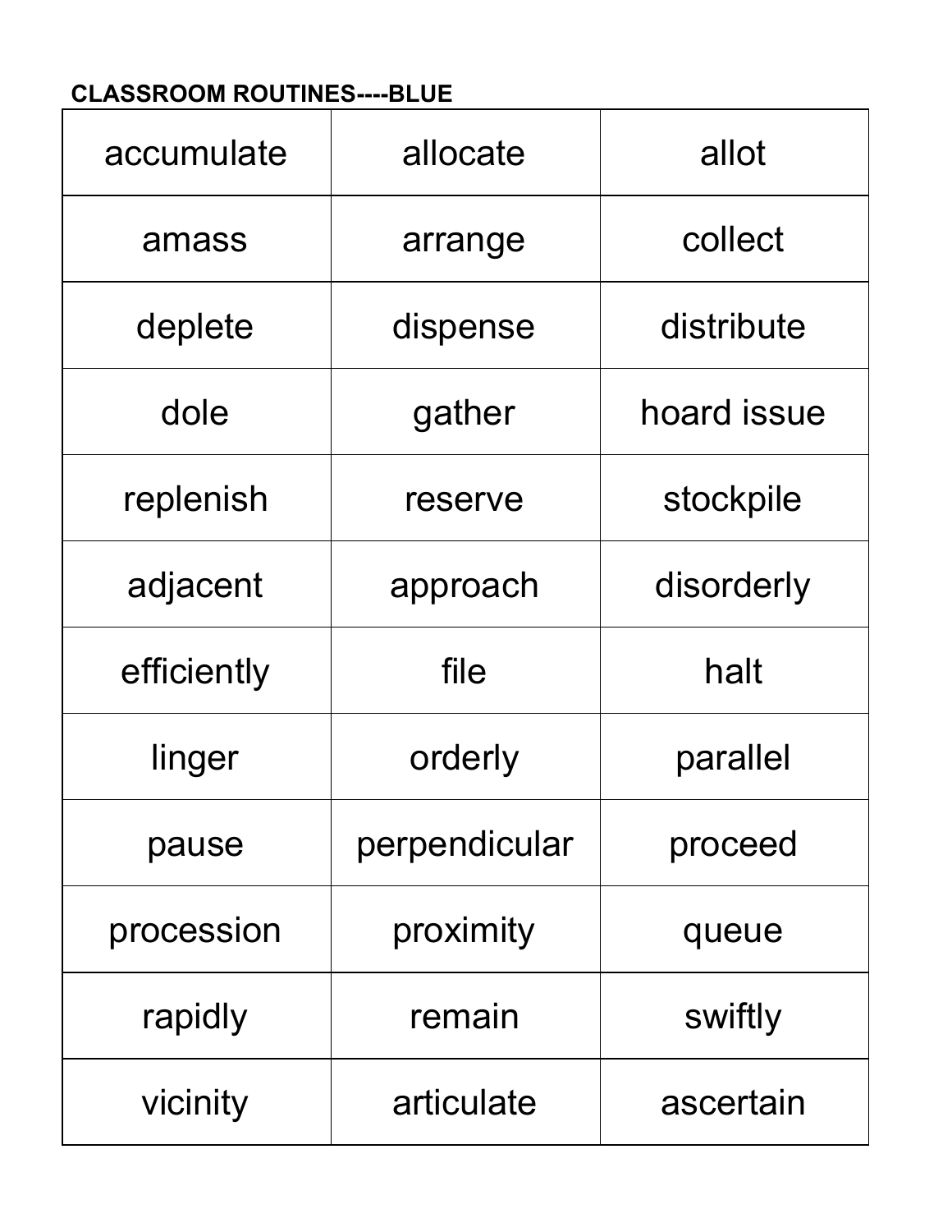CLASSROOM ROUTINES----BLUE

| | | |
|---|---|---|
| accumulate | allocate | allot |
| amass | arrange | collect |
| deplete | dispense | distribute |
| dole | gather | hoard issue |
| replenish | reserve | stockpile |
| adjacent | approach | disorderly |
| efficiently | file | halt |
| linger | orderly | parallel |
| pause | perpendicular | proceed |
| procession | proximity | queue |
| rapidly | remain | swiftly |
| vicinity | articulate | ascertain |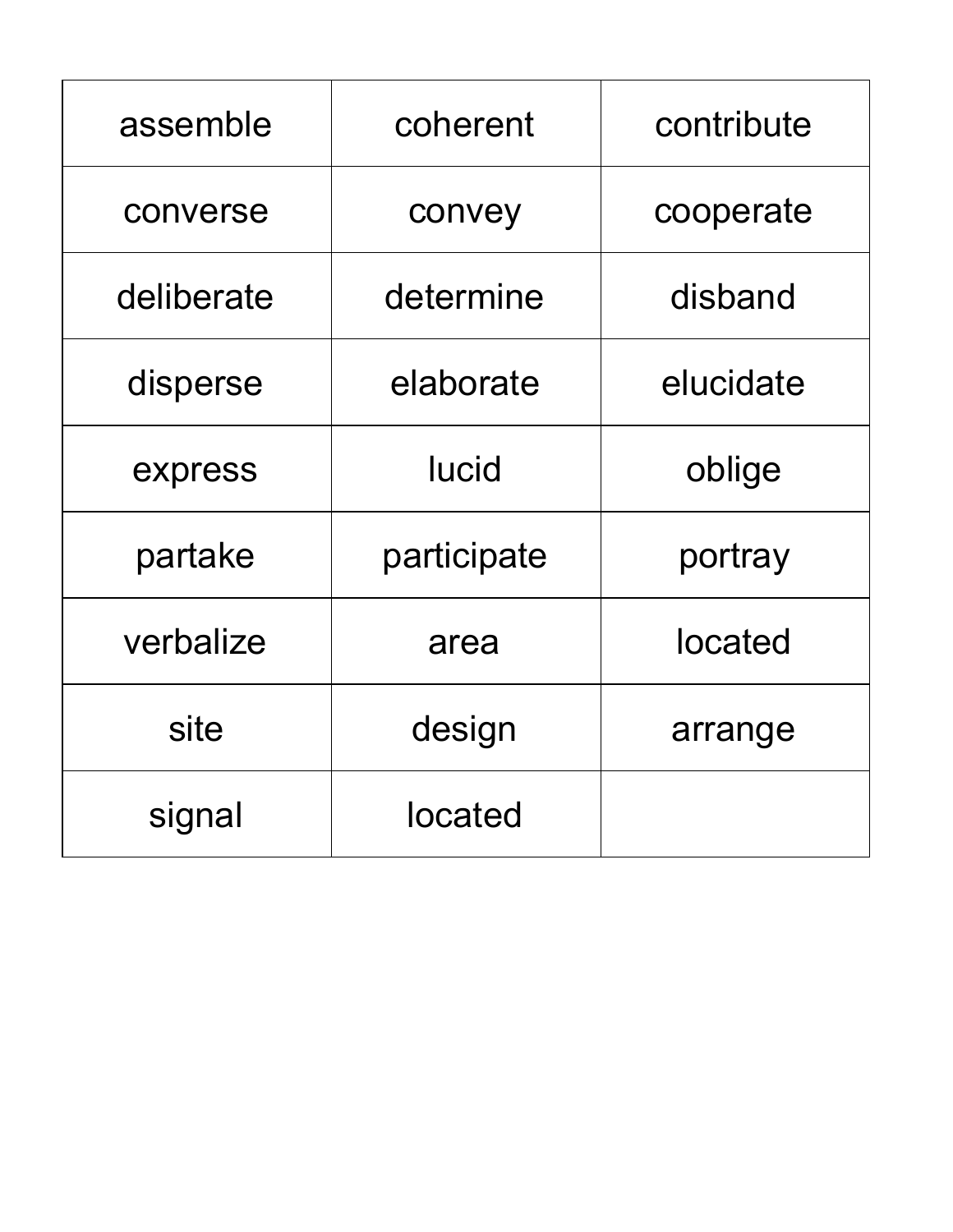| assemble | coherent | contribute |
|---|---|---|
| converse | convey | cooperate |
| deliberate | determine | disband |
| disperse | elaborate | elucidate |
| express | lucid | oblige |
| partake | participate | portray |
| verbalize | area | located |
| site | design | arrange |
| signal | located | |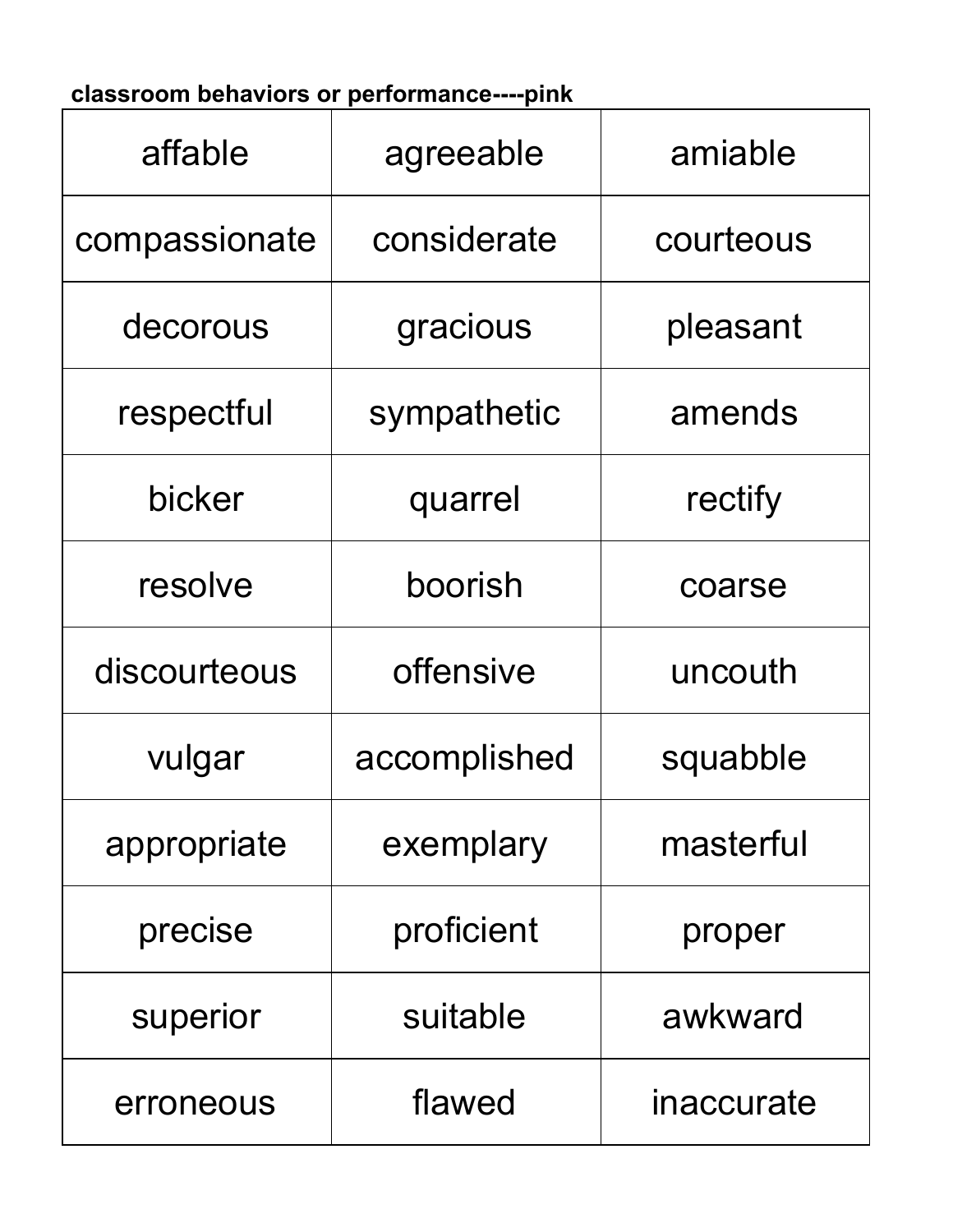**classroom behaviors or performance----pink**

| | | |
|---|---|---|
| affable | agreeable | amiable |
| compassionate | considerate | courteous |
| decorous | gracious | pleasant |
| respectful | sympathetic | amends |
| bicker | quarrel | rectify |
| resolve | boorish | coarse |
| discourteous | offensive | uncouth |
| vulgar | accomplished | squabble |
| appropriate | exemplary | masterful |
| precise | proficient | proper |
| superior | suitable | awkward |
| erroneous | flawed | inaccurate |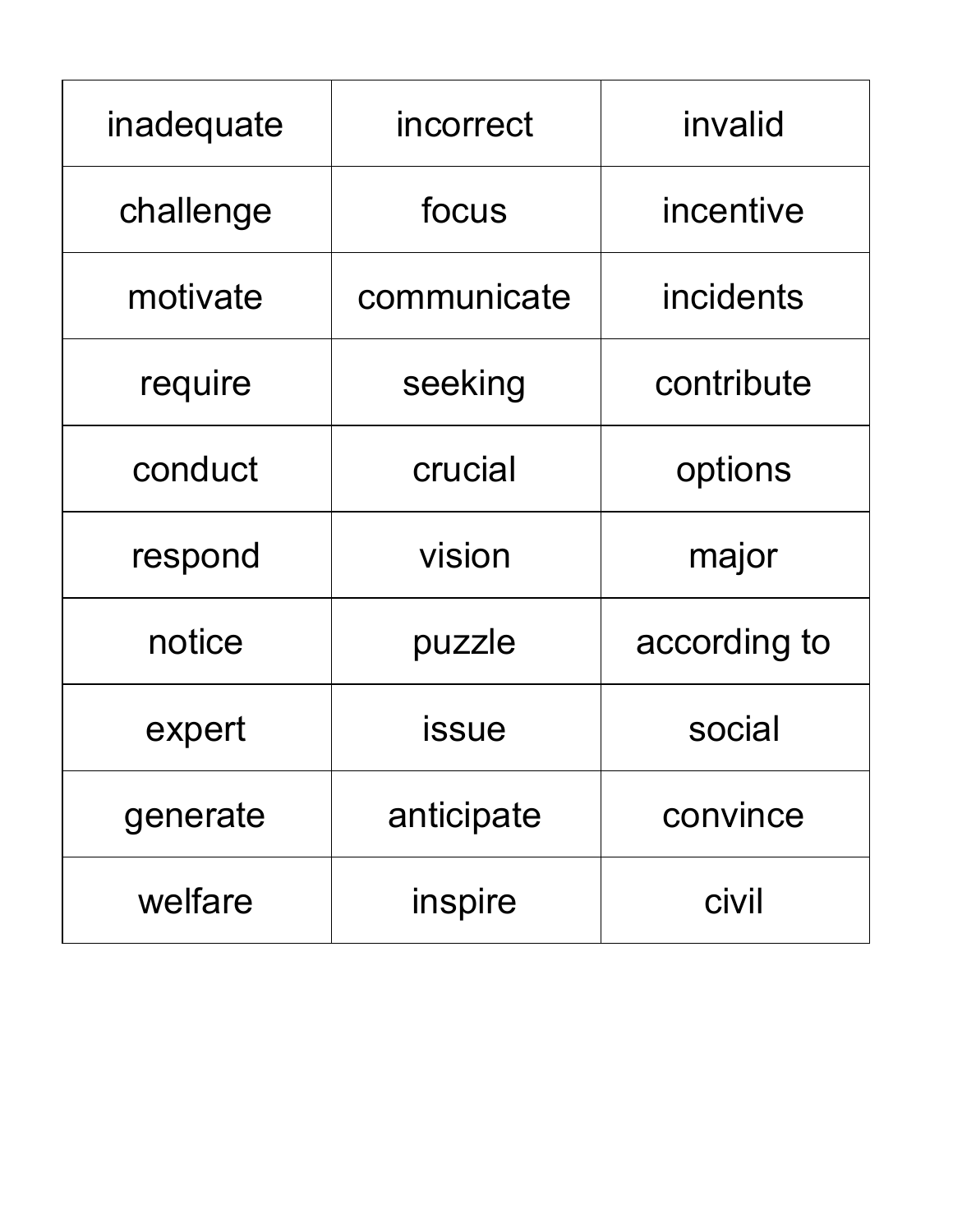| | | |
|---|---|---|
| inadequate | incorrect | invalid |
| challenge | focus | incentive |
| motivate | communicate | incidents |
| require | seeking | contribute |
| conduct | crucial | options |
| respond | vision | major |
| notice | puzzle | according to |
| expert | issue | social |
| generate | anticipate | convince |
| welfare | inspire | civil |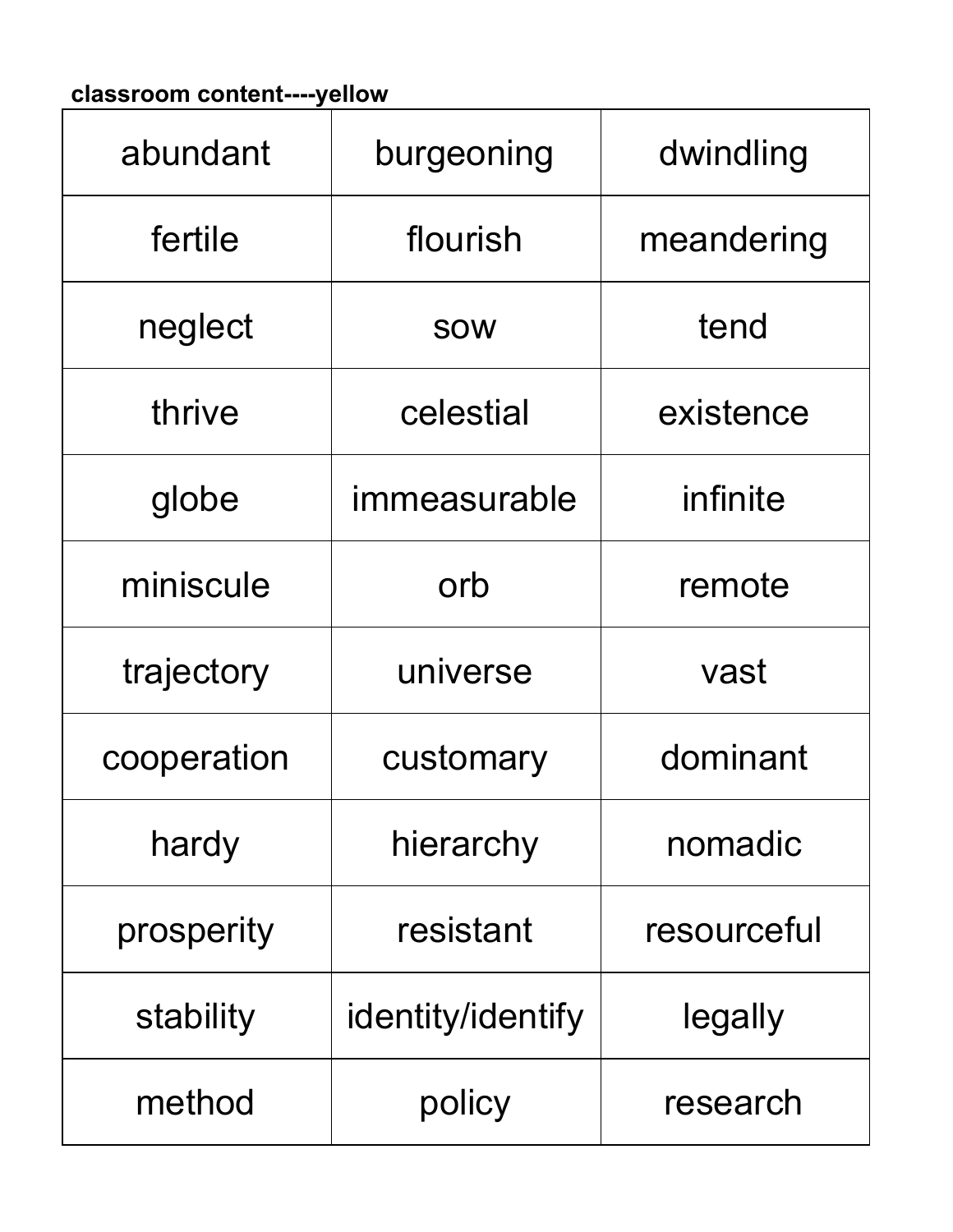**classroom content----yellow**

| | | |
|---|---|---|
| abundant | burgeoning | dwindling |
| fertile | flourish | meandering |
| neglect | sow | tend |
| thrive | celestial | existence |
| globe | immeasurable | infinite |
| miniscule | orb | remote |
| trajectory | universe | vast |
| cooperation | customary | dominant |
| hardy | hierarchy | nomadic |
| prosperity | resistant | resourceful |
| stability | identity/identify | legally |
| method | policy | research |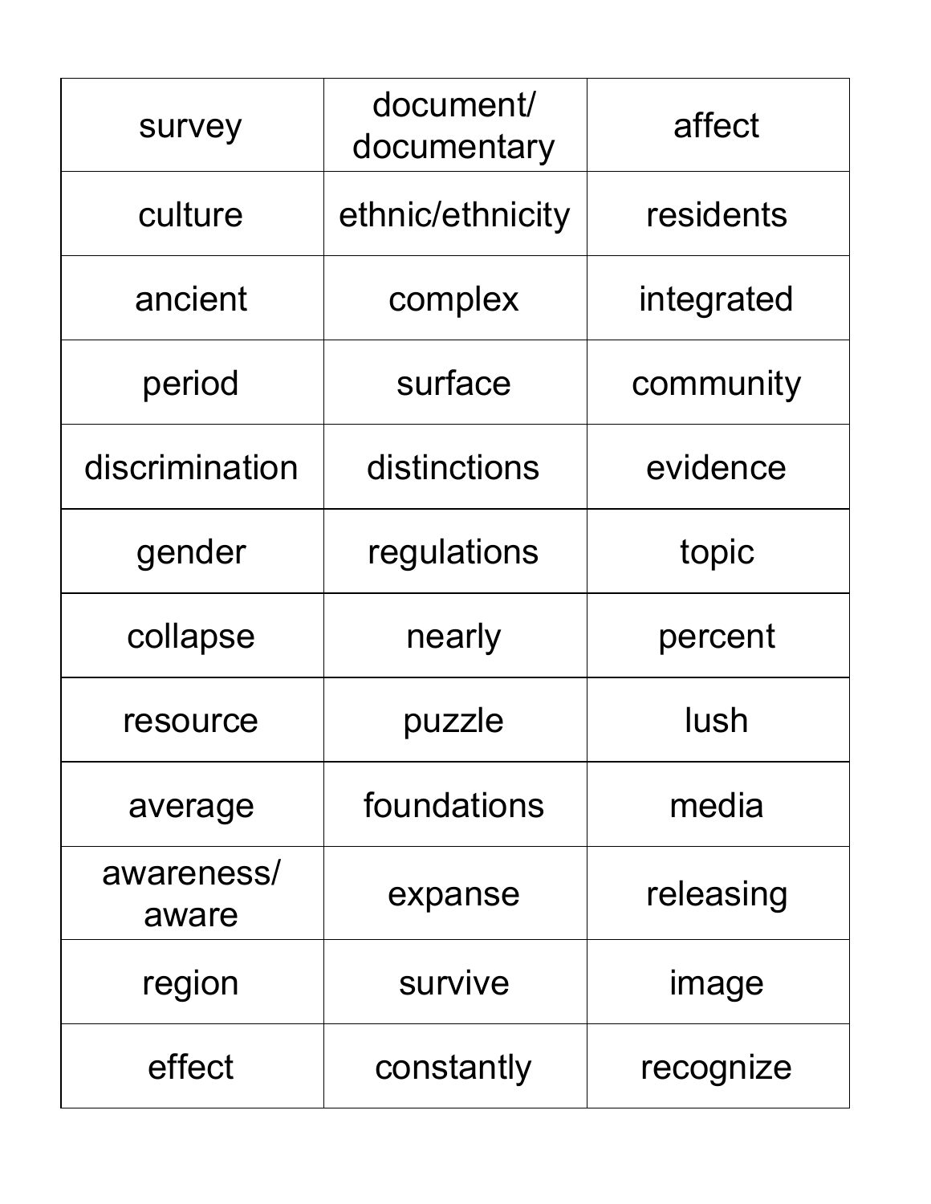| | | |
|---|---|---|
| survey | document/ documentary | affect |
| culture | ethnic/ethnicity | residents |
| ancient | complex | integrated |
| period | surface | community |
| discrimination | distinctions | evidence |
| gender | regulations | topic |
| collapse | nearly | percent |
| resource | puzzle | lush |
| average | foundations | media |
| awareness/ aware | expanse | releasing |
| region | survive | image |
| effect | constantly | recognize |